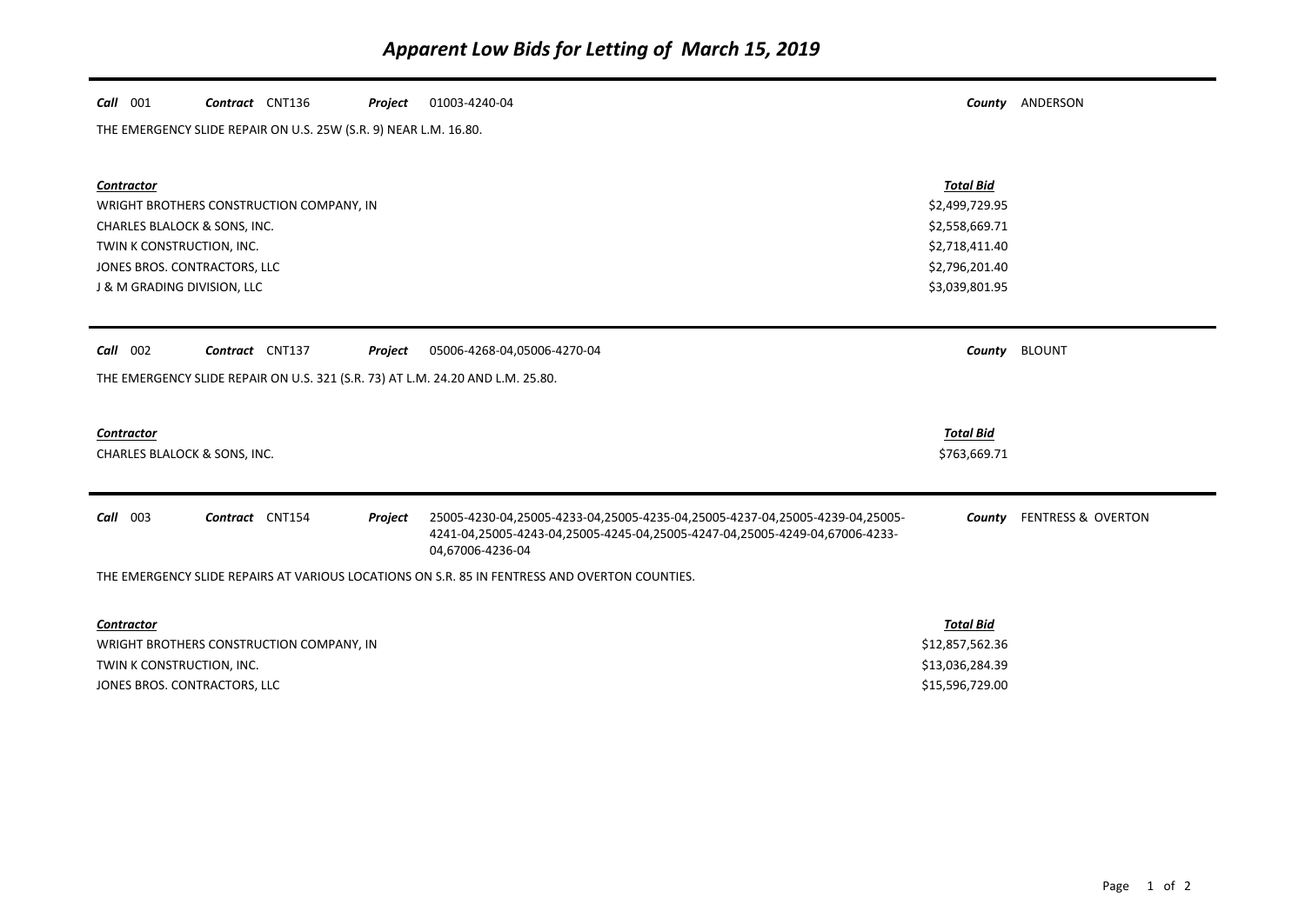# *Apparent Low Bids for Letting of March 15, 2019*

***Call*** 001 ***Contract*** CNT136 ***Project*** 01003-4240-04 ***County*** ANDERSON

THE EMERGENCY SLIDE REPAIR ON U.S. 25W (S.R. 9) NEAR L.M. 16.80.

| ***Contractor*** | ***Total Bid*** |
|---|---|
| WRIGHT BROTHERS CONSTRUCTION COMPANY, IN | $2,499,729.95 |
| CHARLES BLALOCK & SONS, INC. | $2,558,669.71 |
| TWIN K CONSTRUCTION, INC. | $2,718,411.40 |
| JONES BROS. CONTRACTORS, LLC | $2,796,201.40 |
| J & M GRADING DIVISION, LLC | $3,039,801.95 |

***Call*** 002 ***Contract*** CNT137 ***Project*** 05006-4268-04,05006-4270-04 ***County*** BLOUNT

THE EMERGENCY SLIDE REPAIR ON U.S. 321 (S.R. 73) AT L.M. 24.20 AND L.M. 25.80.

| ***Contractor*** | ***Total Bid*** |
|---|---|
| CHARLES BLALOCK & SONS, INC. | $763,669.71 |

***Call*** 003 ***Contract*** CNT154 ***Project*** 25005-4230-04,25005-4233-04,25005-4235-04,25005-4237-04,25005-4239-04,25005-4241-04,25005-4243-04,25005-4245-04,25005-4247-04,25005-4249-04,67006-4233-04,67006-4236-04 ***County*** FENTRESS & OVERTON

THE EMERGENCY SLIDE REPAIRS AT VARIOUS LOCATIONS ON S.R. 85 IN FENTRESS AND OVERTON COUNTIES.

| ***Contractor*** | ***Total Bid*** |
|---|---|
| WRIGHT BROTHERS CONSTRUCTION COMPANY, IN | $12,857,562.36 |
| TWIN K CONSTRUCTION, INC. | $13,036,284.39 |
| JONES BROS. CONTRACTORS, LLC | $15,596,729.00 |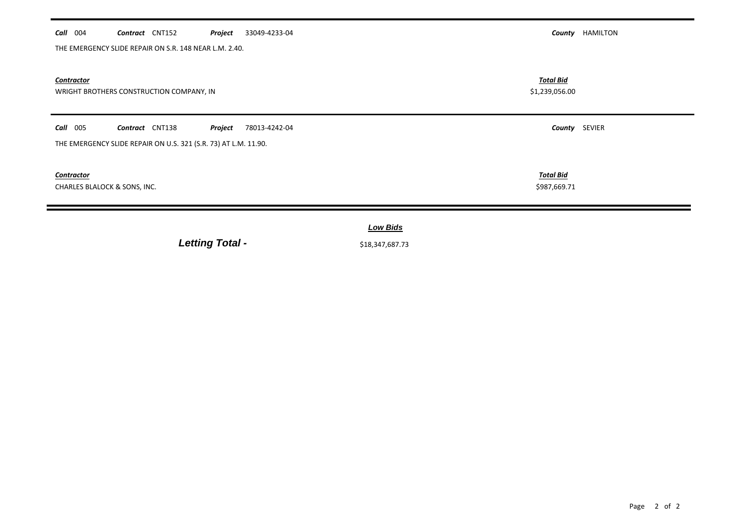***Call*** 004 ***Contract*** CNT152 ***Project*** 33049-4233-04 ***County*** HAMILTON

THE EMERGENCY SLIDE REPAIR ON S.R. 148 NEAR L.M. 2.40.

| ***Contractor*** | ***Total Bid*** |
| --- | --- |
| WRIGHT BROTHERS CONSTRUCTION COMPANY, IN | $1,239,056.00 |

***Call*** 005 ***Contract*** CNT138 ***Project*** 78013-4242-04 ***County*** SEVIER

THE EMERGENCY SLIDE REPAIR ON U.S. 321 (S.R. 73) AT L.M. 11.90.

| ***Contractor*** | ***Total Bid*** |
| --- | --- |
| CHARLES BLALOCK & SONS, INC. | $987,669.71 |

***Low Bids***

***Letting Total -*** $18,347,687.73